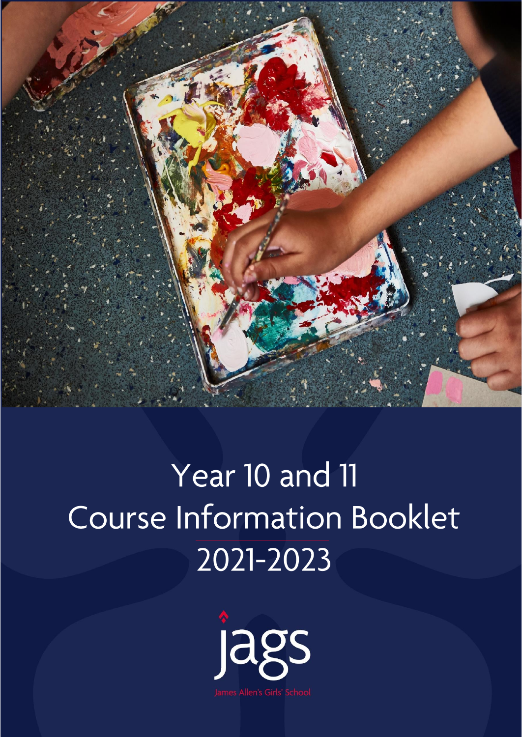# Year 10 and 11 Course Information Booklet 2021-2023

jags

James Allen's Girls' School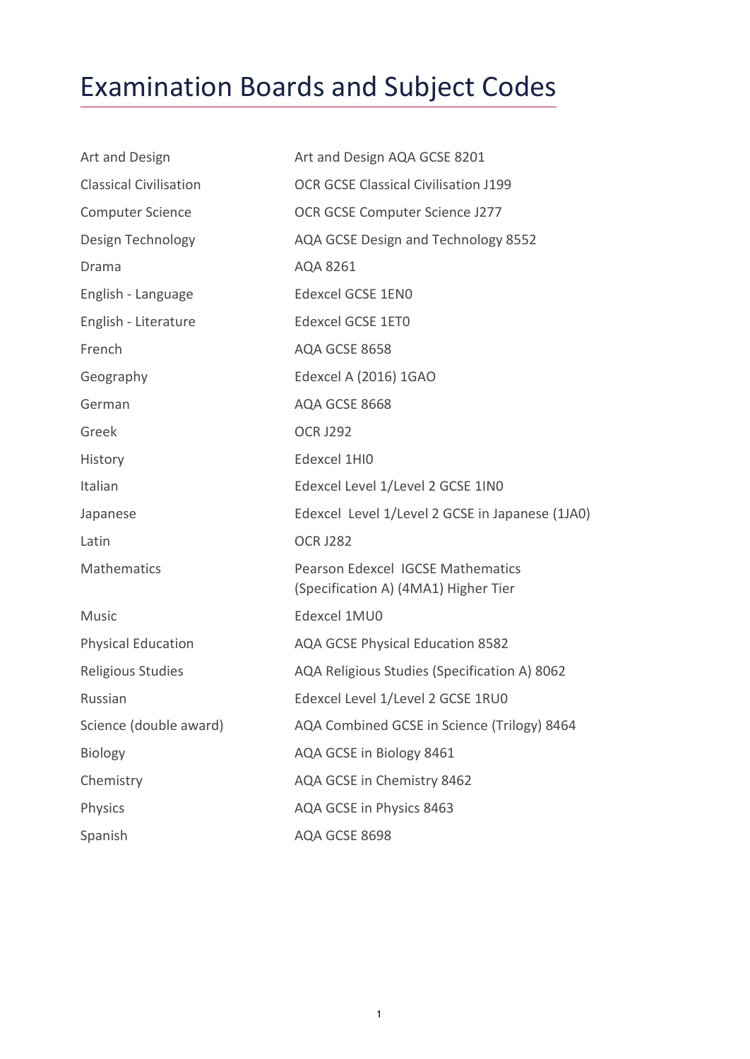# Examination Boards and Subject Codes

| | |
|---|---|
| Art and Design | Art and Design AQA GCSE 8201 |
| Classical Civilisation | OCR GCSE Classical Civilisation J199 |
| Computer Science | OCR GCSE Computer Science J277 |
| Design Technology | AQA GCSE Design and Technology 8552 |
| Drama | AQA 8261 |
| English - Language | Edexcel GCSE 1EN0 |
| English - Literature | Edexcel GCSE 1ET0 |
| French | AQA GCSE 8658 |
| Geography | Edexcel A (2016) 1GAO |
| German | AQA GCSE 8668 |
| Greek | OCR J292 |
| History | Edexcel 1HI0 |
| Italian | Edexcel Level 1/Level 2 GCSE 1IN0 |
| Japanese | Edexcel Level 1/Level 2 GCSE in Japanese (1JA0) |
| Latin | OCR J282 |
| Mathematics | Pearson Edexcel IGCSE Mathematics (Specification A) (4MA1) Higher Tier |
| Music | Edexcel 1MU0 |
| Physical Education | AQA GCSE Physical Education 8582 |
| Religious Studies | AQA Religious Studies (Specification A) 8062 |
| Russian | Edexcel Level 1/Level 2 GCSE 1RU0 |
| Science (double award) | AQA Combined GCSE in Science (Trilogy) 8464 |
| Biology | AQA GCSE in Biology 8461 |
| Chemistry | AQA GCSE in Chemistry 8462 |
| Physics | AQA GCSE in Physics 8463 |
| Spanish | AQA GCSE 8698 |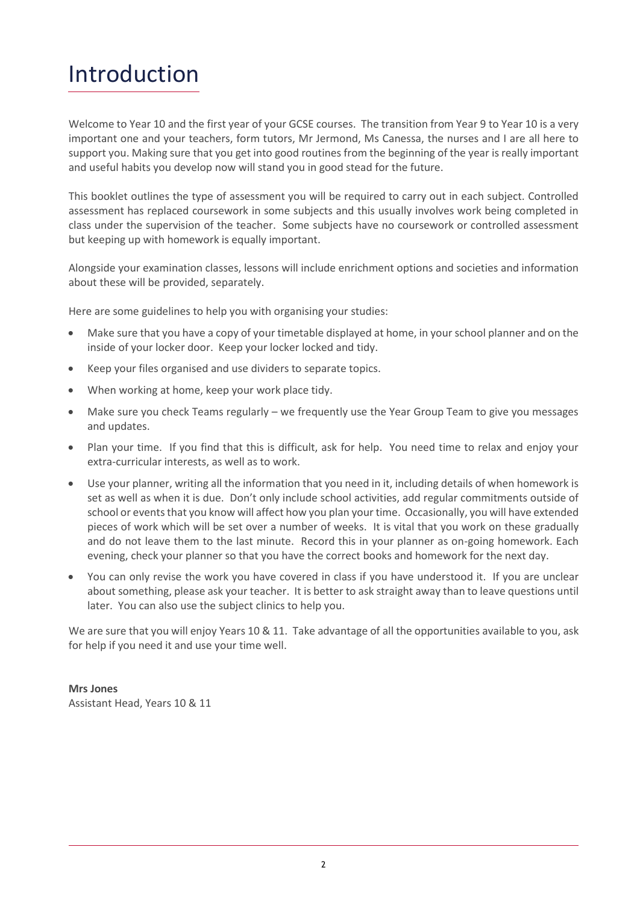# Introduction

Welcome to Year 10 and the first year of your GCSE courses. The transition from Year 9 to Year 10 is a very important one and your teachers, form tutors, Mr Jermond, Ms Canessa, the nurses and I are all here to support you. Making sure that you get into good routines from the beginning of the year is really important and useful habits you develop now will stand you in good stead for the future.

This booklet outlines the type of assessment you will be required to carry out in each subject. Controlled assessment has replaced coursework in some subjects and this usually involves work being completed in class under the supervision of the teacher. Some subjects have no coursework or controlled assessment but keeping up with homework is equally important.

Alongside your examination classes, lessons will include enrichment options and societies and information about these will be provided, separately.

Here are some guidelines to help you with organising your studies:

- Make sure that you have a copy of your timetable displayed at home, in your school planner and on the inside of your locker door. Keep your locker locked and tidy.
- Keep your files organised and use dividers to separate topics.
- When working at home, keep your work place tidy.
- Make sure you check Teams regularly – we frequently use the Year Group Team to give you messages and updates.
- Plan your time. If you find that this is difficult, ask for help. You need time to relax and enjoy your extra-curricular interests, as well as to work.
- Use your planner, writing all the information that you need in it, including details of when homework is set as well as when it is due. Don't only include school activities, add regular commitments outside of school or events that you know will affect how you plan your time. Occasionally, you will have extended pieces of work which will be set over a number of weeks. It is vital that you work on these gradually and do not leave them to the last minute. Record this in your planner as on-going homework. Each evening, check your planner so that you have the correct books and homework for the next day.
- You can only revise the work you have covered in class if you have understood it. If you are unclear about something, please ask your teacher. It is better to ask straight away than to leave questions until later. You can also use the subject clinics to help you.

We are sure that you will enjoy Years 10 & 11. Take advantage of all the opportunities available to you, ask for help if you need it and use your time well.

**Mrs Jones**
Assistant Head, Years 10 & 11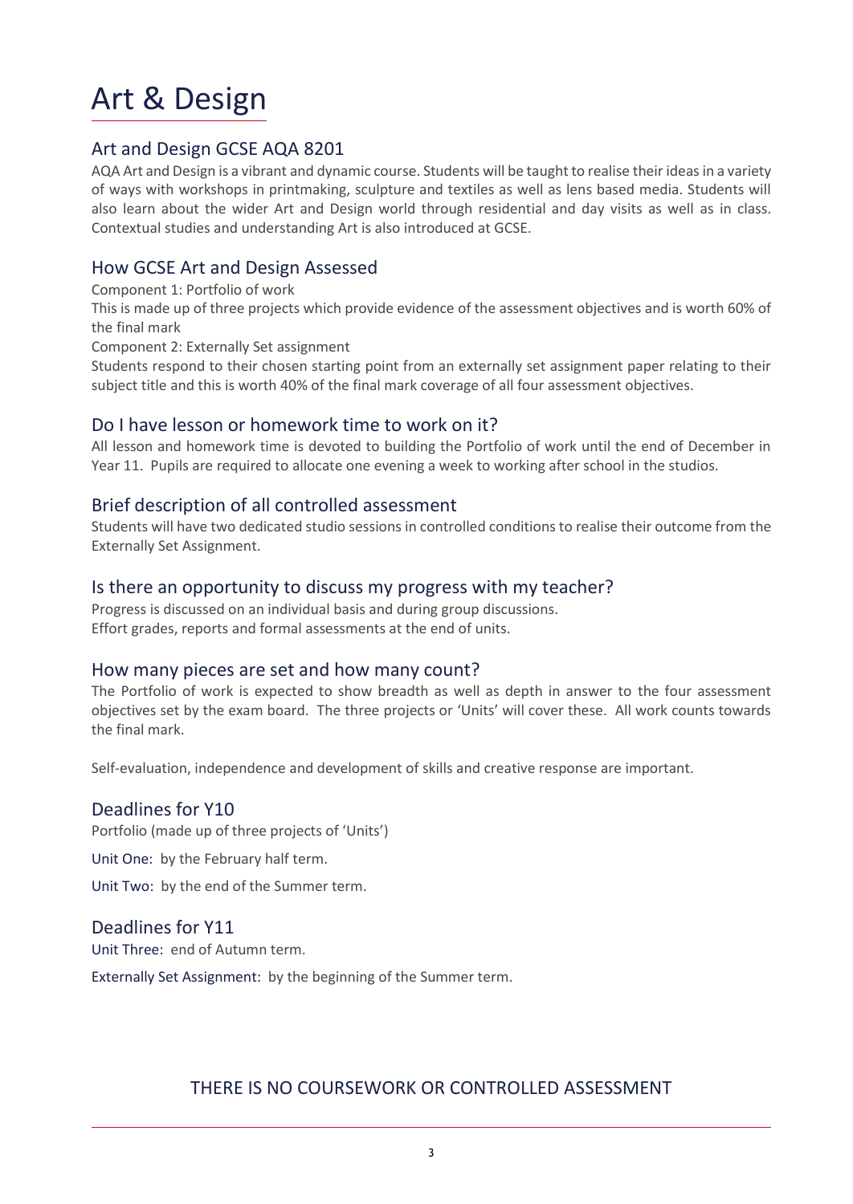# Art & Design

## Art and Design GCSE AQA 8201

AQA Art and Design is a vibrant and dynamic course. Students will be taught to realise their ideas in a variety of ways with workshops in printmaking, sculpture and textiles as well as lens based media. Students will also learn about the wider Art and Design world through residential and day visits as well as in class. Contextual studies and understanding Art is also introduced at GCSE.

## How GCSE Art and Design Assessed

Component 1: Portfolio of work

This is made up of three projects which provide evidence of the assessment objectives and is worth 60% of the final mark

Component 2: Externally Set assignment

Students respond to their chosen starting point from an externally set assignment paper relating to their subject title and this is worth 40% of the final mark coverage of all four assessment objectives.

## Do I have lesson or homework time to work on it?

All lesson and homework time is devoted to building the Portfolio of work until the end of December in Year 11. Pupils are required to allocate one evening a week to working after school in the studios.

## Brief description of all controlled assessment

Students will have two dedicated studio sessions in controlled conditions to realise their outcome from the Externally Set Assignment.

## Is there an opportunity to discuss my progress with my teacher?

Progress is discussed on an individual basis and during group discussions.
Effort grades, reports and formal assessments at the end of units.

## How many pieces are set and how many count?

The Portfolio of work is expected to show breadth as well as depth in answer to the four assessment objectives set by the exam board. The three projects or 'Units' will cover these. All work counts towards the final mark.

Self-evaluation, independence and development of skills and creative response are important.

## Deadlines for Y10

Portfolio (made up of three projects of 'Units')

Unit One: by the February half term.

Unit Two: by the end of the Summer term.

## Deadlines for Y11

Unit Three: end of Autumn term.

Externally Set Assignment: by the beginning of the Summer term.

THERE IS NO COURSEWORK OR CONTROLLED ASSESSMENT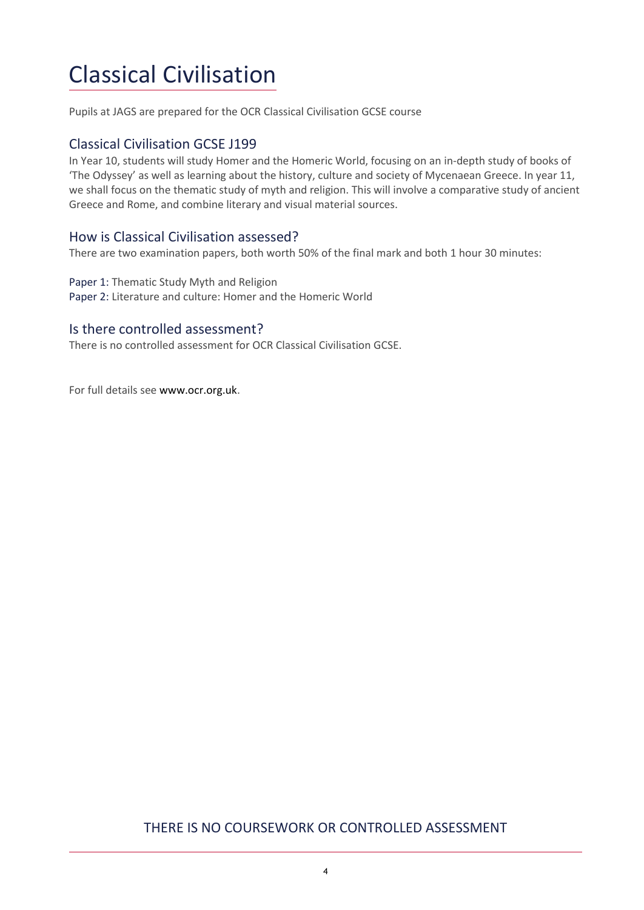# Classical Civilisation

Pupils at JAGS are prepared for the OCR Classical Civilisation GCSE course

## Classical Civilisation GCSE J199

In Year 10, students will study Homer and the Homeric World, focusing on an in-depth study of books of 'The Odyssey' as well as learning about the history, culture and society of Mycenaean Greece. In year 11, we shall focus on the thematic study of myth and religion. This will involve a comparative study of ancient Greece and Rome, and combine literary and visual material sources.

## How is Classical Civilisation assessed?

There are two examination papers, both worth 50% of the final mark and both 1 hour 30 minutes:

Paper 1: Thematic Study Myth and Religion
Paper 2: Literature and culture: Homer and the Homeric World

## Is there controlled assessment?

There is no controlled assessment for OCR Classical Civilisation GCSE.

For full details see www.ocr.org.uk.

THERE IS NO COURSEWORK OR CONTROLLED ASSESSMENT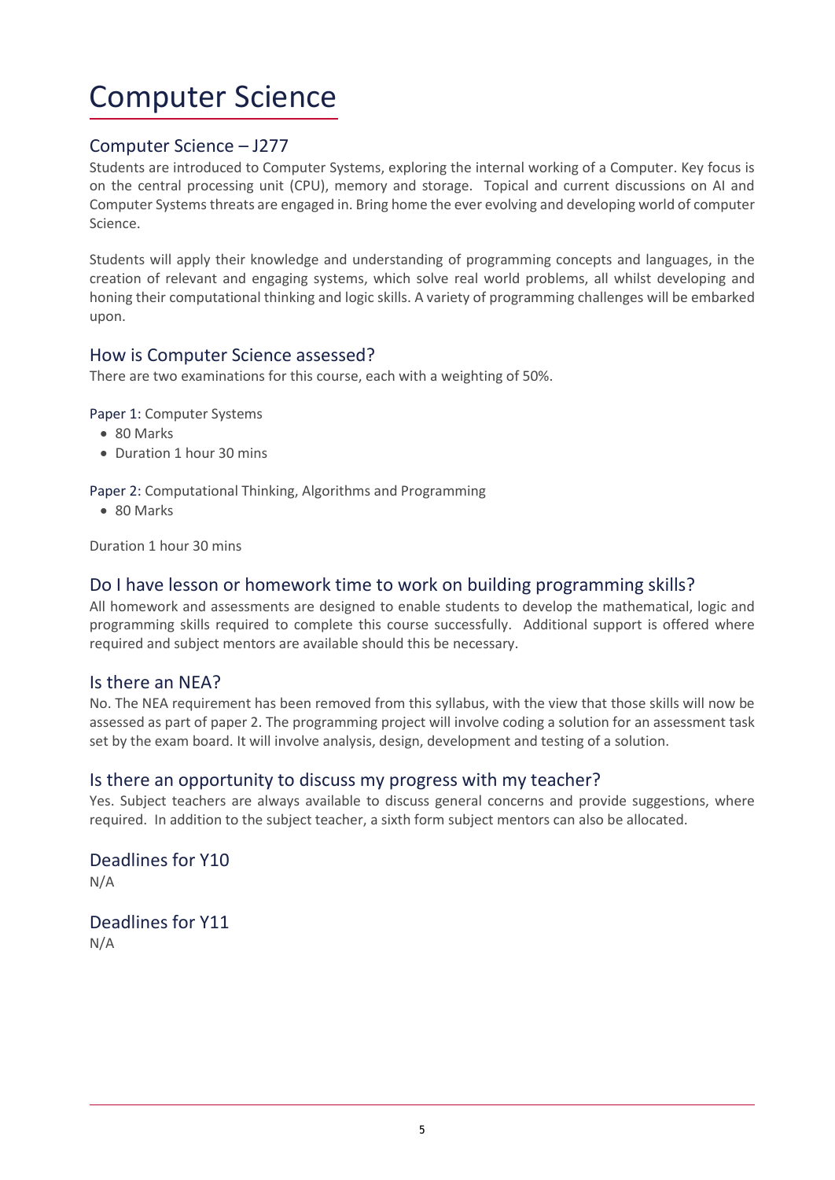# Computer Science

## Computer Science – J277

Students are introduced to Computer Systems, exploring the internal working of a Computer. Key focus is on the central processing unit (CPU), memory and storage. Topical and current discussions on AI and Computer Systems threats are engaged in. Bring home the ever evolving and developing world of computer Science.

Students will apply their knowledge and understanding of programming concepts and languages, in the creation of relevant and engaging systems, which solve real world problems, all whilst developing and honing their computational thinking and logic skills. A variety of programming challenges will be embarked upon.

## How is Computer Science assessed?

There are two examinations for this course, each with a weighting of 50%.

Paper 1: Computer Systems

- 80 Marks
- Duration 1 hour 30 mins

Paper 2: Computational Thinking, Algorithms and Programming

- 80 Marks

Duration 1 hour 30 mins

## Do I have lesson or homework time to work on building programming skills?

All homework and assessments are designed to enable students to develop the mathematical, logic and programming skills required to complete this course successfully. Additional support is offered where required and subject mentors are available should this be necessary.

## Is there an NEA?

No. The NEA requirement has been removed from this syllabus, with the view that those skills will now be assessed as part of paper 2. The programming project will involve coding a solution for an assessment task set by the exam board. It will involve analysis, design, development and testing of a solution.

## Is there an opportunity to discuss my progress with my teacher?

Yes. Subject teachers are always available to discuss general concerns and provide suggestions, where required. In addition to the subject teacher, a sixth form subject mentors can also be allocated.

## Deadlines for Y10

N/A

## Deadlines for Y11

N/A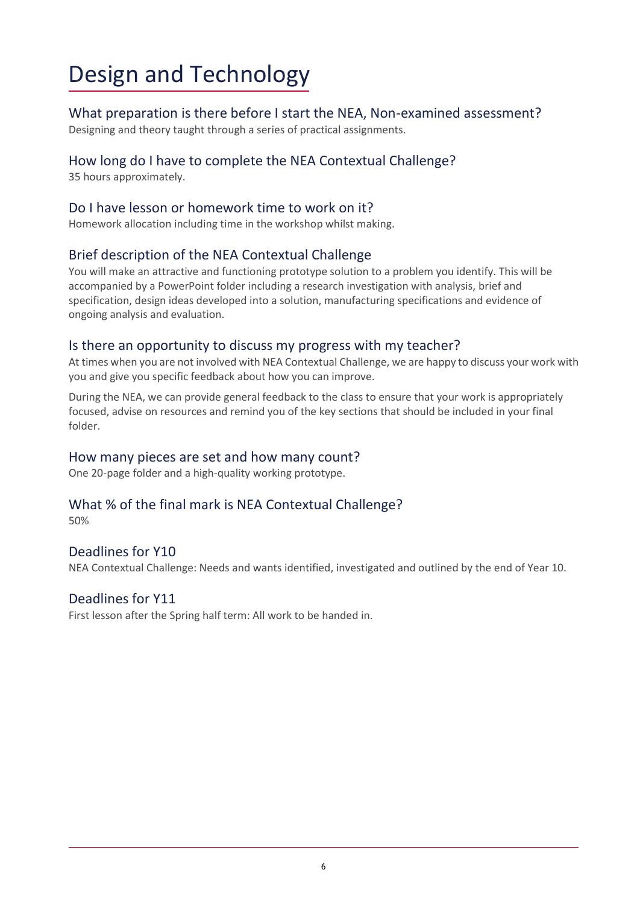# Design and Technology

## What preparation is there before I start the NEA, Non-examined assessment?

Designing and theory taught through a series of practical assignments.

## How long do I have to complete the NEA Contextual Challenge?

35 hours approximately.

## Do I have lesson or homework time to work on it?

Homework allocation including time in the workshop whilst making.

## Brief description of the NEA Contextual Challenge

You will make an attractive and functioning prototype solution to a problem you identify. This will be accompanied by a PowerPoint folder including a research investigation with analysis, brief and specification, design ideas developed into a solution, manufacturing specifications and evidence of ongoing analysis and evaluation.

## Is there an opportunity to discuss my progress with my teacher?

At times when you are not involved with NEA Contextual Challenge, we are happy to discuss your work with you and give you specific feedback about how you can improve.

During the NEA, we can provide general feedback to the class to ensure that your work is appropriately focused, advise on resources and remind you of the key sections that should be included in your final folder.

## How many pieces are set and how many count?

One 20-page folder and a high-quality working prototype.

## What % of the final mark is NEA Contextual Challenge?

50%

## Deadlines for Y10

NEA Contextual Challenge: Needs and wants identified, investigated and outlined by the end of Year 10.

## Deadlines for Y11

First lesson after the Spring half term: All work to be handed in.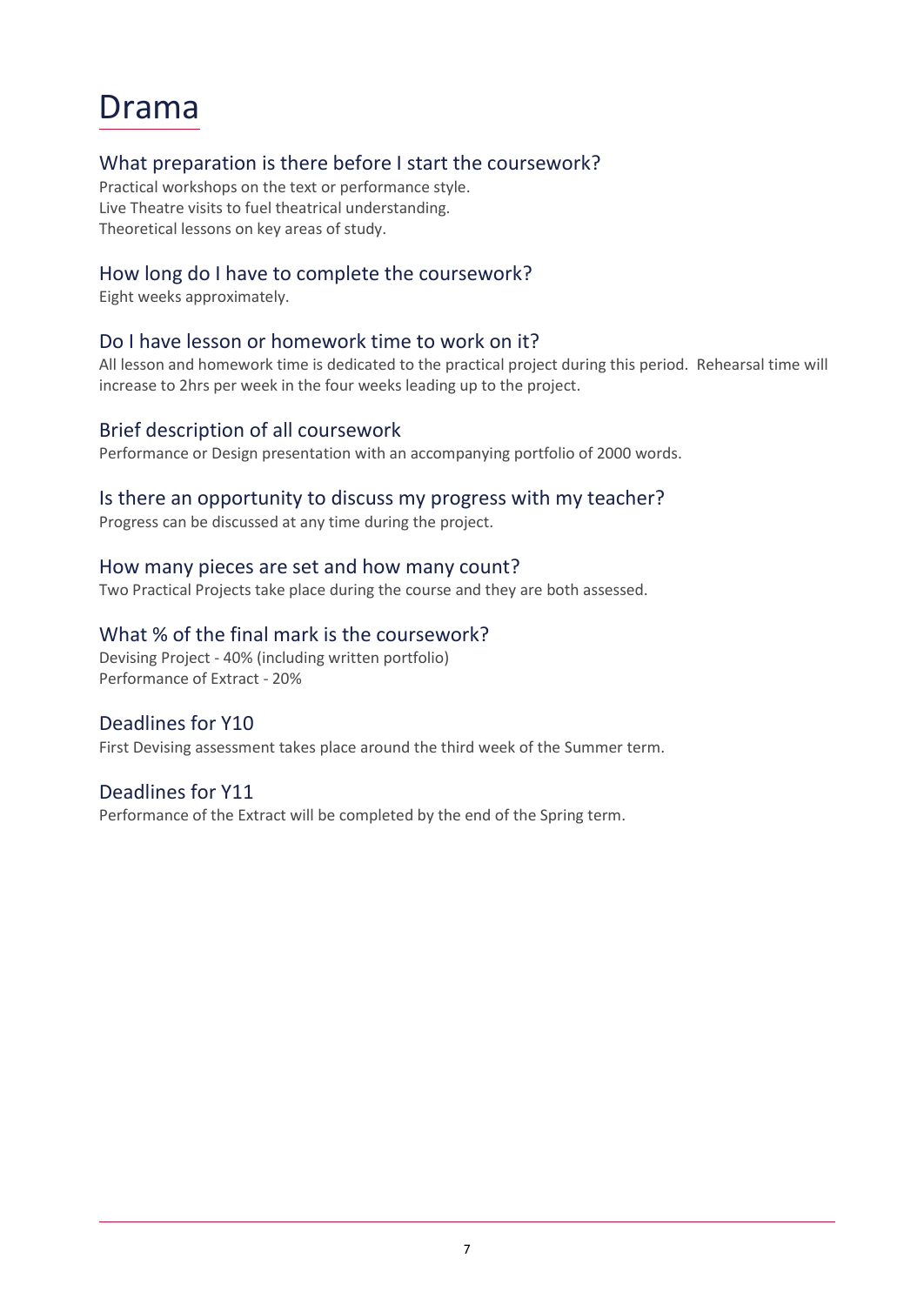# Drama

## What preparation is there before I start the coursework?

Practical workshops on the text or performance style.
Live Theatre visits to fuel theatrical understanding.
Theoretical lessons on key areas of study.

## How long do I have to complete the coursework?

Eight weeks approximately.

## Do I have lesson or homework time to work on it?

All lesson and homework time is dedicated to the practical project during this period. Rehearsal time will increase to 2hrs per week in the four weeks leading up to the project.

## Brief description of all coursework

Performance or Design presentation with an accompanying portfolio of 2000 words.

## Is there an opportunity to discuss my progress with my teacher?

Progress can be discussed at any time during the project.

## How many pieces are set and how many count?

Two Practical Projects take place during the course and they are both assessed.

## What % of the final mark is the coursework?

Devising Project - 40% (including written portfolio)
Performance of Extract - 20%

## Deadlines for Y10

First Devising assessment takes place around the third week of the Summer term.

## Deadlines for Y11

Performance of the Extract will be completed by the end of the Spring term.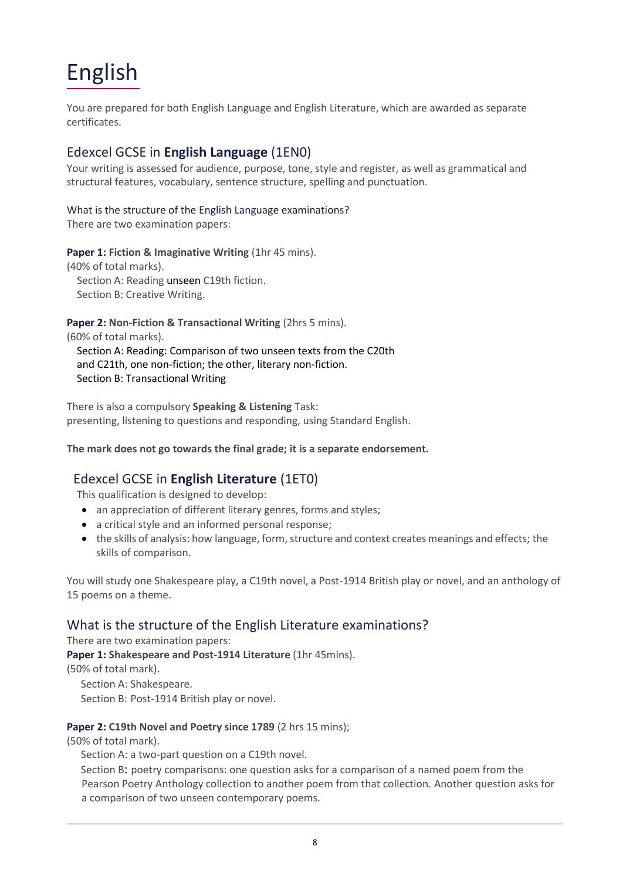# English

You are prepared for both English Language and English Literature, which are awarded as separate certificates.

## Edexcel GCSE in **English Language** (1EN0)

Your writing is assessed for audience, purpose, tone, style and register, as well as grammatical and structural features, vocabulary, sentence structure, spelling and punctuation.

### What is the structure of the English Language examinations?

There are two examination papers:

**Paper 1: Fiction & Imaginative Writing** (1hr 45 mins).
(40% of total marks).
  Section A: Reading unseen C19th fiction.
  Section B: Creative Writing.

**Paper 2: Non-Fiction & Transactional Writing** (2hrs 5 mins).
(60% of total marks).
  Section A: Reading: Comparison of two unseen texts from the C20th and C21th, one non-fiction; the other, literary non-fiction.
  Section B: Transactional Writing

There is also a compulsory **Speaking & Listening** Task:
presenting, listening to questions and responding, using Standard English.

**The mark does not go towards the final grade; it is a separate endorsement.**

## Edexcel GCSE in **English Literature** (1ET0)

This qualification is designed to develop:

- an appreciation of different literary genres, forms and styles;
- a critical style and an informed personal response;
- the skills of analysis: how language, form, structure and context creates meanings and effects; the skills of comparison.

You will study one Shakespeare play, a C19th novel, a Post-1914 British play or novel, and an anthology of 15 poems on a theme.

## What is the structure of the English Literature examinations?

There are two examination papers:

**Paper 1: Shakespeare and Post-1914 Literature** (1hr 45mins).
(50% of total mark).
  Section A: Shakespeare.
  Section B: Post-1914 British play or novel.

**Paper 2: C19th Novel and Poetry since 1789** (2 hrs 15 mins);
(50% of total mark).
  Section A: a two-part question on a C19th novel.
  Section B: poetry comparisons: one question asks for a comparison of a named poem from the Pearson Poetry Anthology collection to another poem from that collection. Another question asks for a comparison of two unseen contemporary poems.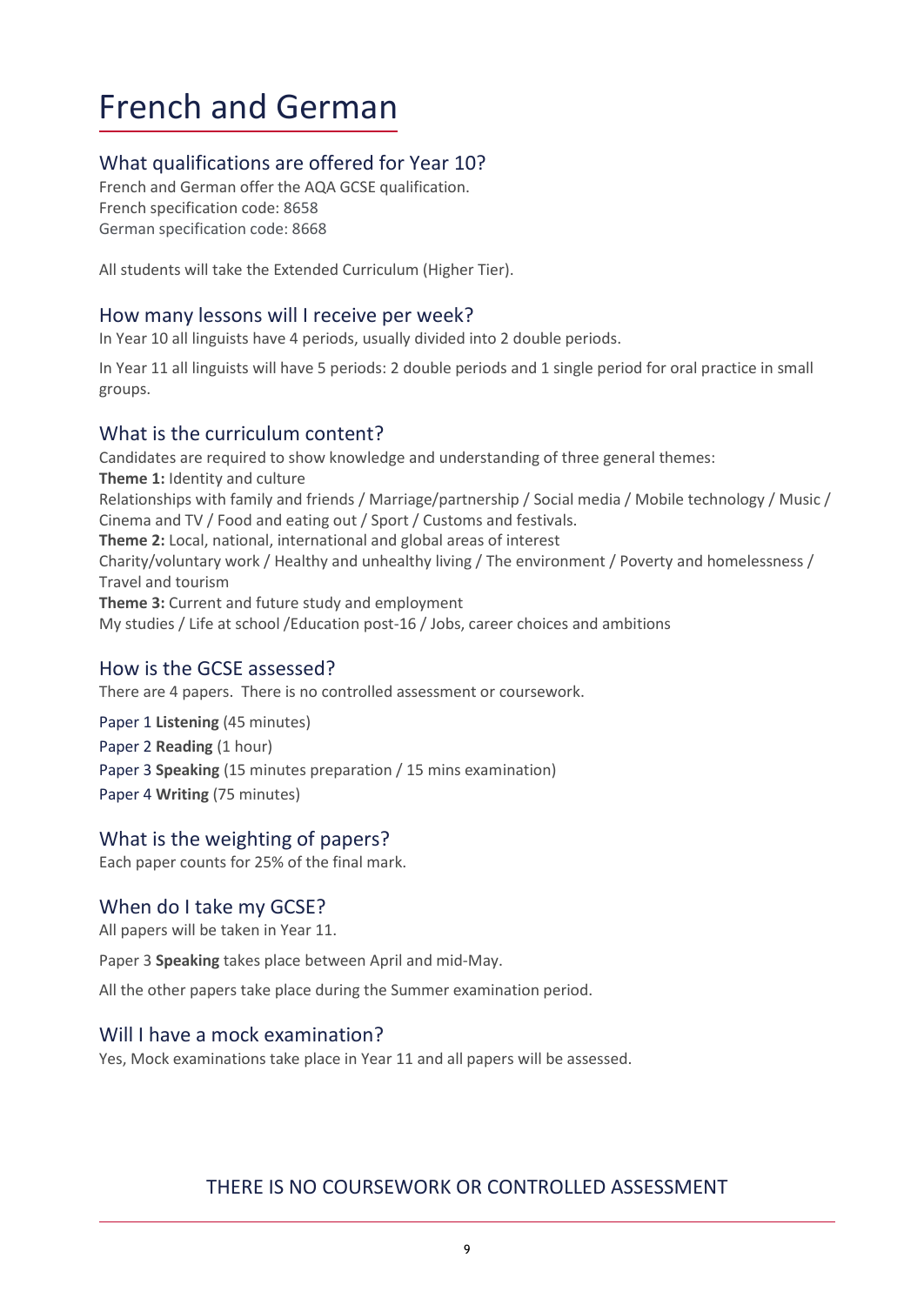# French and German

## What qualifications are offered for Year 10?

French and German offer the AQA GCSE qualification.
French specification code: 8658
German specification code: 8668

All students will take the Extended Curriculum (Higher Tier).

## How many lessons will I receive per week?

In Year 10 all linguists have 4 periods, usually divided into 2 double periods.

In Year 11 all linguists will have 5 periods: 2 double periods and 1 single period for oral practice in small groups.

## What is the curriculum content?

Candidates are required to show knowledge and understanding of three general themes:
**Theme 1:** Identity and culture
Relationships with family and friends / Marriage/partnership / Social media / Mobile technology / Music / Cinema and TV / Food and eating out / Sport / Customs and festivals.
**Theme 2:** Local, national, international and global areas of interest
Charity/voluntary work / Healthy and unhealthy living / The environment / Poverty and homelessness / Travel and tourism
**Theme 3:** Current and future study and employment
My studies / Life at school /Education post-16 / Jobs, career choices and ambitions

## How is the GCSE assessed?

There are 4 papers. There is no controlled assessment or coursework.

Paper 1 **Listening** (45 minutes)
Paper 2 **Reading** (1 hour)
Paper 3 **Speaking** (15 minutes preparation / 15 mins examination)
Paper 4 **Writing** (75 minutes)

## What is the weighting of papers?

Each paper counts for 25% of the final mark.

## When do I take my GCSE?

All papers will be taken in Year 11.

Paper 3 **Speaking** takes place between April and mid-May.

All the other papers take place during the Summer examination period.

## Will I have a mock examination?

Yes, Mock examinations take place in Year 11 and all papers will be assessed.

THERE IS NO COURSEWORK OR CONTROLLED ASSESSMENT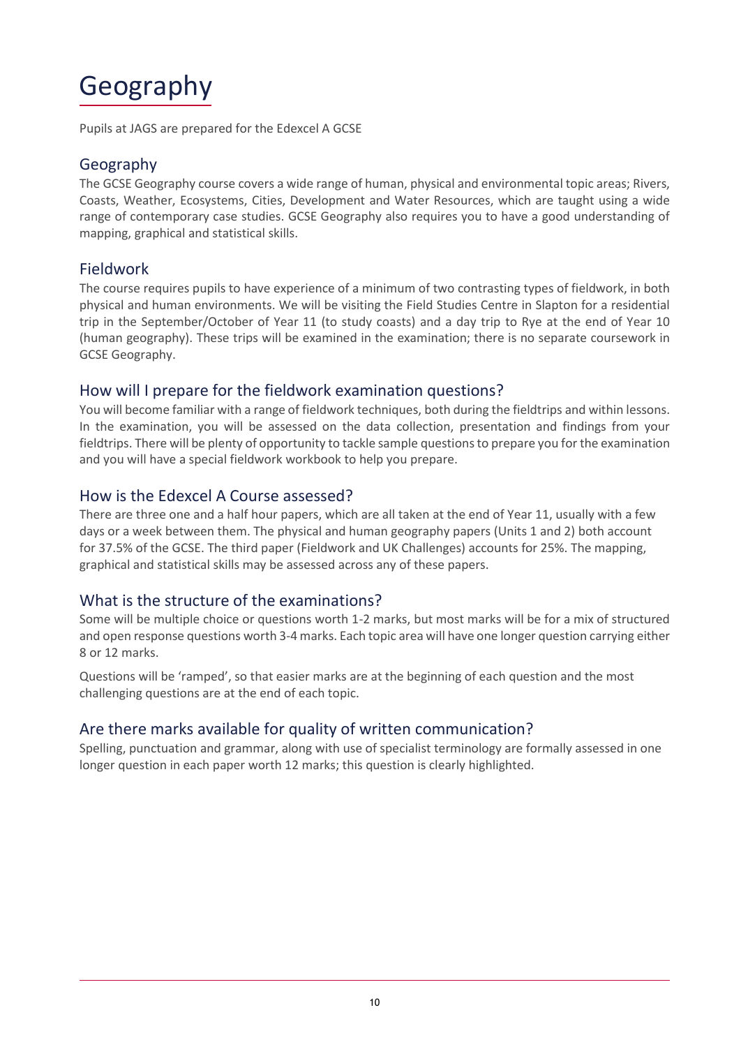# Geography

Pupils at JAGS are prepared for the Edexcel A GCSE

## Geography

The GCSE Geography course covers a wide range of human, physical and environmental topic areas; Rivers, Coasts, Weather, Ecosystems, Cities, Development and Water Resources, which are taught using a wide range of contemporary case studies. GCSE Geography also requires you to have a good understanding of mapping, graphical and statistical skills.

## Fieldwork

The course requires pupils to have experience of a minimum of two contrasting types of fieldwork, in both physical and human environments. We will be visiting the Field Studies Centre in Slapton for a residential trip in the September/October of Year 11 (to study coasts) and a day trip to Rye at the end of Year 10 (human geography). These trips will be examined in the examination; there is no separate coursework in GCSE Geography.

## How will I prepare for the fieldwork examination questions?

You will become familiar with a range of fieldwork techniques, both during the fieldtrips and within lessons. In the examination, you will be assessed on the data collection, presentation and findings from your fieldtrips. There will be plenty of opportunity to tackle sample questions to prepare you for the examination and you will have a special fieldwork workbook to help you prepare.

## How is the Edexcel A Course assessed?

There are three one and a half hour papers, which are all taken at the end of Year 11, usually with a few days or a week between them. The physical and human geography papers (Units 1 and 2) both account for 37.5% of the GCSE. The third paper (Fieldwork and UK Challenges) accounts for 25%. The mapping, graphical and statistical skills may be assessed across any of these papers.

## What is the structure of the examinations?

Some will be multiple choice or questions worth 1-2 marks, but most marks will be for a mix of structured and open response questions worth 3-4 marks. Each topic area will have one longer question carrying either 8 or 12 marks.

Questions will be 'ramped', so that easier marks are at the beginning of each question and the most challenging questions are at the end of each topic.

## Are there marks available for quality of written communication?

Spelling, punctuation and grammar, along with use of specialist terminology are formally assessed in one longer question in each paper worth 12 marks; this question is clearly highlighted.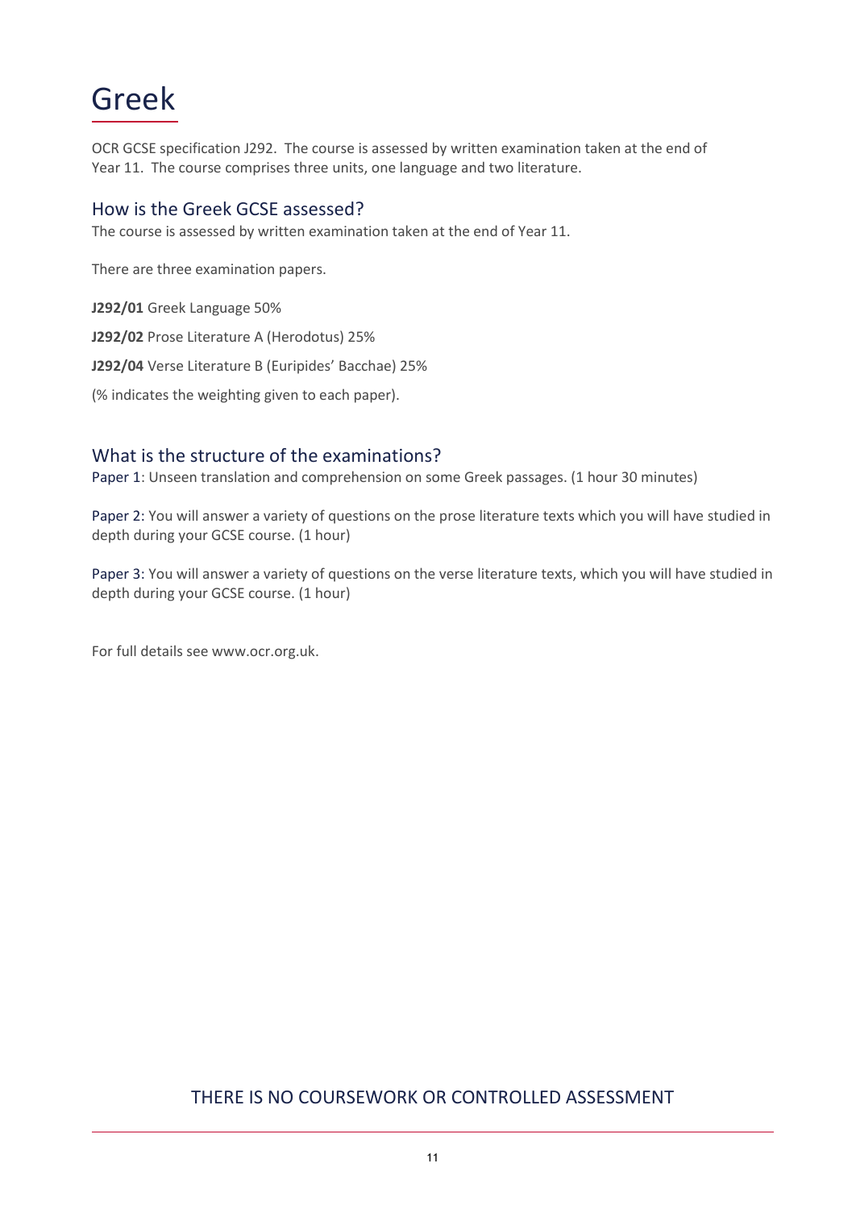# Greek

OCR GCSE specification J292. The course is assessed by written examination taken at the end of Year 11. The course comprises three units, one language and two literature.

## How is the Greek GCSE assessed?

The course is assessed by written examination taken at the end of Year 11.

There are three examination papers.

**J292/01** Greek Language 50%

**J292/02** Prose Literature A (Herodotus) 25%

**J292/04** Verse Literature B (Euripides' Bacchae) 25%

(% indicates the weighting given to each paper).

## What is the structure of the examinations?

Paper 1: Unseen translation and comprehension on some Greek passages. (1 hour 30 minutes)

Paper 2: You will answer a variety of questions on the prose literature texts which you will have studied in depth during your GCSE course. (1 hour)

Paper 3: You will answer a variety of questions on the verse literature texts, which you will have studied in depth during your GCSE course. (1 hour)

For full details see www.ocr.org.uk.

THERE IS NO COURSEWORK OR CONTROLLED ASSESSMENT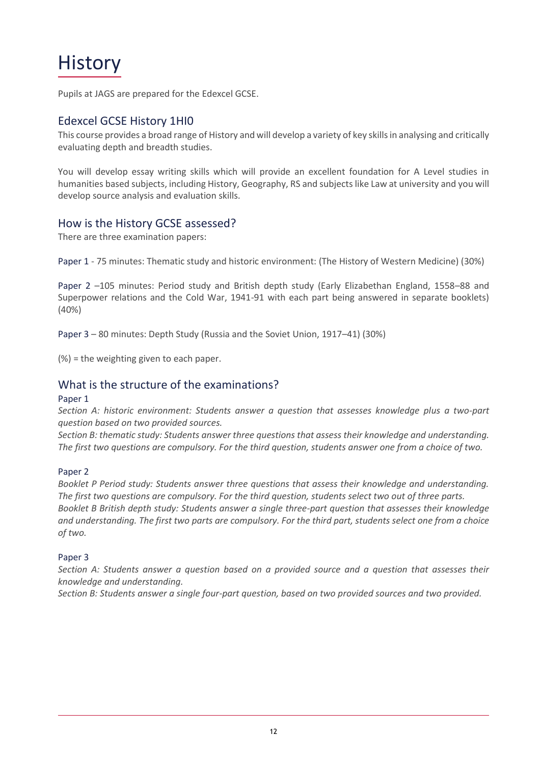# History

Pupils at JAGS are prepared for the Edexcel GCSE.

## Edexcel GCSE History 1HI0

This course provides a broad range of History and will develop a variety of key skills in analysing and critically evaluating depth and breadth studies.

You will develop essay writing skills which will provide an excellent foundation for A Level studies in humanities based subjects, including History, Geography, RS and subjects like Law at university and you will develop source analysis and evaluation skills.

## How is the History GCSE assessed?

There are three examination papers:

Paper 1 - 75 minutes: Thematic study and historic environment: (The History of Western Medicine) (30%)

Paper 2 –105 minutes: Period study and British depth study (Early Elizabethan England, 1558–88 and Superpower relations and the Cold War, 1941-91 with each part being answered in separate booklets) (40%)

Paper 3 – 80 minutes: Depth Study (Russia and the Soviet Union, 1917–41) (30%)

(%) = the weighting given to each paper.

## What is the structure of the examinations?

### Paper 1

*Section A: historic environment: Students answer a question that assesses knowledge plus a two-part question based on two provided sources.*

*Section B: thematic study: Students answer three questions that assess their knowledge and understanding. The first two questions are compulsory. For the third question, students answer one from a choice of two.*

### Paper 2

*Booklet P Period study: Students answer three questions that assess their knowledge and understanding. The first two questions are compulsory. For the third question, students select two out of three parts.*

*Booklet B British depth study: Students answer a single three-part question that assesses their knowledge and understanding. The first two parts are compulsory. For the third part, students select one from a choice of two.*

### Paper 3

*Section A: Students answer a question based on a provided source and a question that assesses their knowledge and understanding.*

*Section B: Students answer a single four-part question, based on two provided sources and two provided.*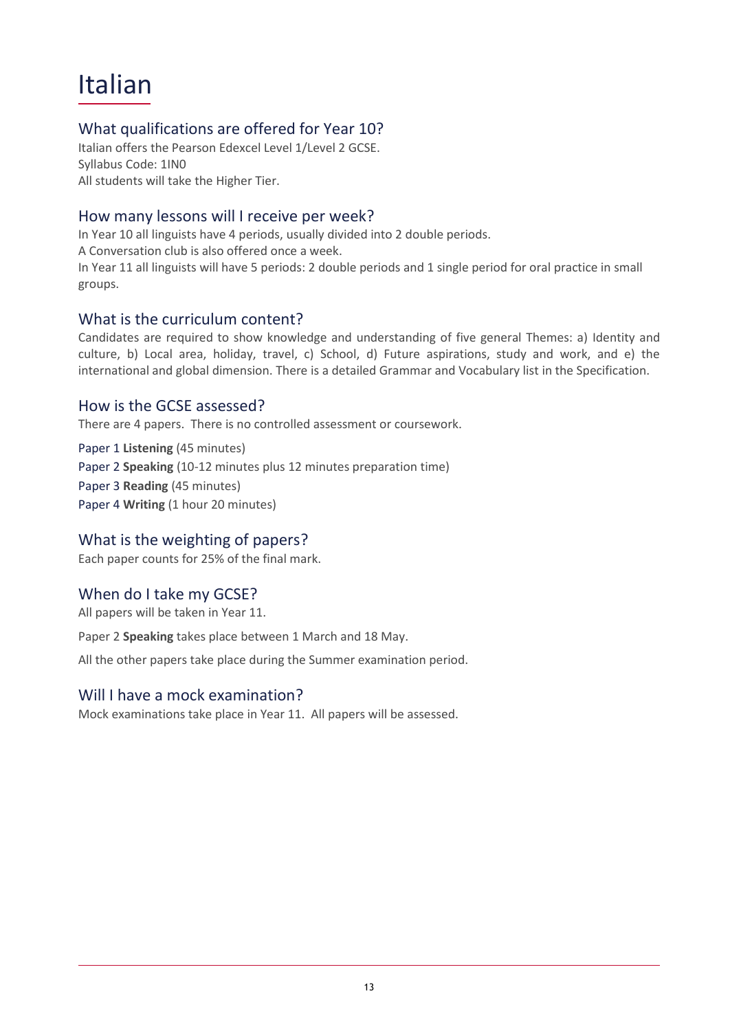# Italian

## What qualifications are offered for Year 10?

Italian offers the Pearson Edexcel Level 1/Level 2 GCSE.
Syllabus Code: 1IN0
All students will take the Higher Tier.

## How many lessons will I receive per week?

In Year 10 all linguists have 4 periods, usually divided into 2 double periods.
A Conversation club is also offered once a week.
In Year 11 all linguists will have 5 periods: 2 double periods and 1 single period for oral practice in small groups.

## What is the curriculum content?

Candidates are required to show knowledge and understanding of five general Themes: a) Identity and culture, b) Local area, holiday, travel, c) School, d) Future aspirations, study and work, and e) the international and global dimension. There is a detailed Grammar and Vocabulary list in the Specification.

## How is the GCSE assessed?

There are 4 papers. There is no controlled assessment or coursework.

Paper 1 **Listening** (45 minutes)
Paper 2 **Speaking** (10-12 minutes plus 12 minutes preparation time)
Paper 3 **Reading** (45 minutes)
Paper 4 **Writing** (1 hour 20 minutes)

## What is the weighting of papers?

Each paper counts for 25% of the final mark.

## When do I take my GCSE?

All papers will be taken in Year 11.

Paper 2 **Speaking** takes place between 1 March and 18 May.

All the other papers take place during the Summer examination period.

## Will I have a mock examination?

Mock examinations take place in Year 11. All papers will be assessed.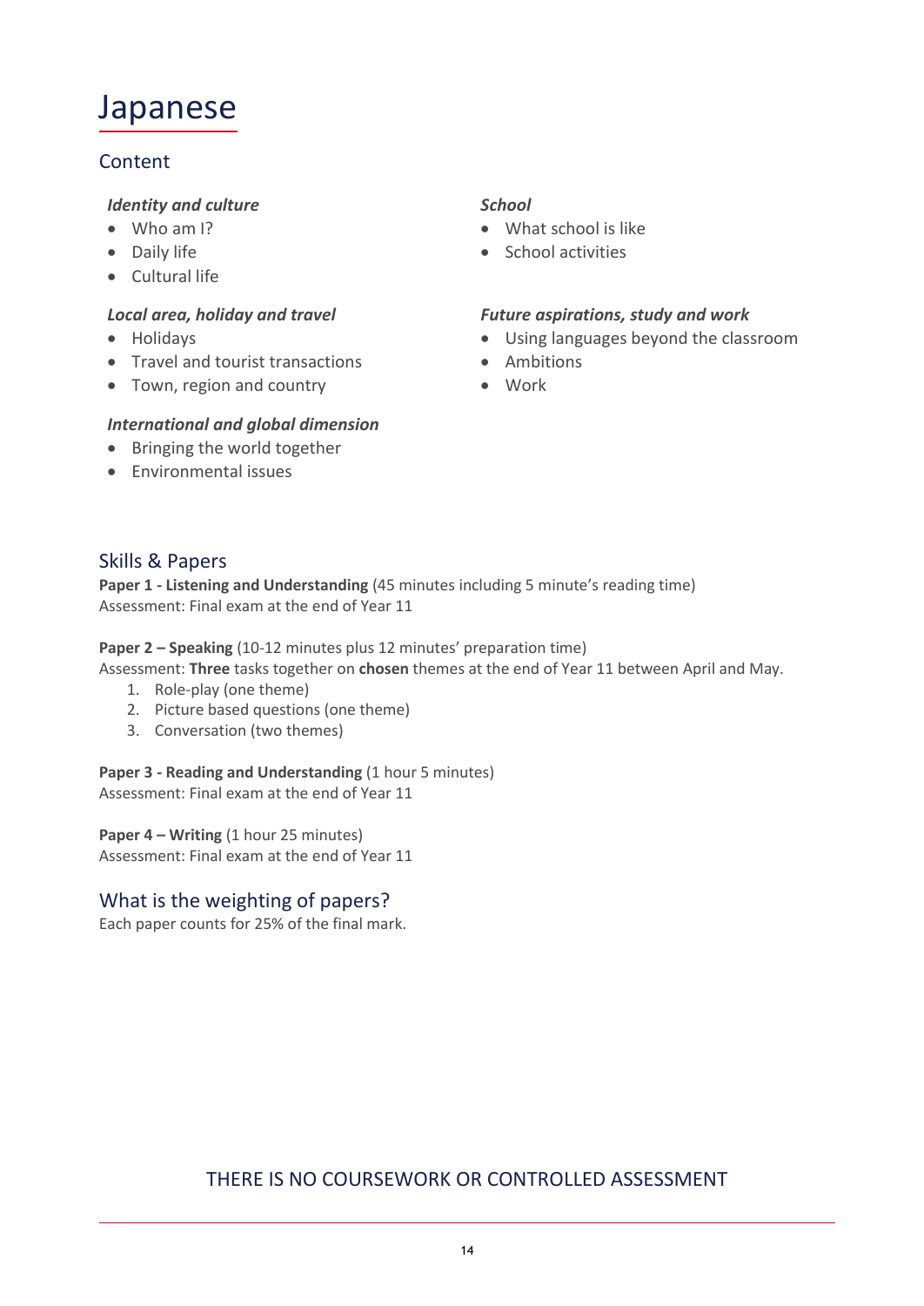# Japanese

## Content

***Identity and culture***

- Who am I?
- Daily life
- Cultural life

***Local area, holiday and travel***

- Holidays
- Travel and tourist transactions
- Town, region and country

***International and global dimension***

- Bringing the world together
- Environmental issues

***School***

- What school is like
- School activities

***Future aspirations, study and work***

- Using languages beyond the classroom
- Ambitions
- Work

## Skills & Papers

**Paper 1 - Listening and Understanding** (45 minutes including 5 minute's reading time)
Assessment: Final exam at the end of Year 11

**Paper 2 – Speaking** (10-12 minutes plus 12 minutes' preparation time)
Assessment: **Three** tasks together on **chosen** themes at the end of Year 11 between April and May.

1. Role-play (one theme)
2. Picture based questions (one theme)
3. Conversation (two themes)

**Paper 3 - Reading and Understanding** (1 hour 5 minutes)
Assessment: Final exam at the end of Year 11

**Paper 4 – Writing** (1 hour 25 minutes)
Assessment: Final exam at the end of Year 11

## What is the weighting of papers?

Each paper counts for 25% of the final mark.

THERE IS NO COURSEWORK OR CONTROLLED ASSESSMENT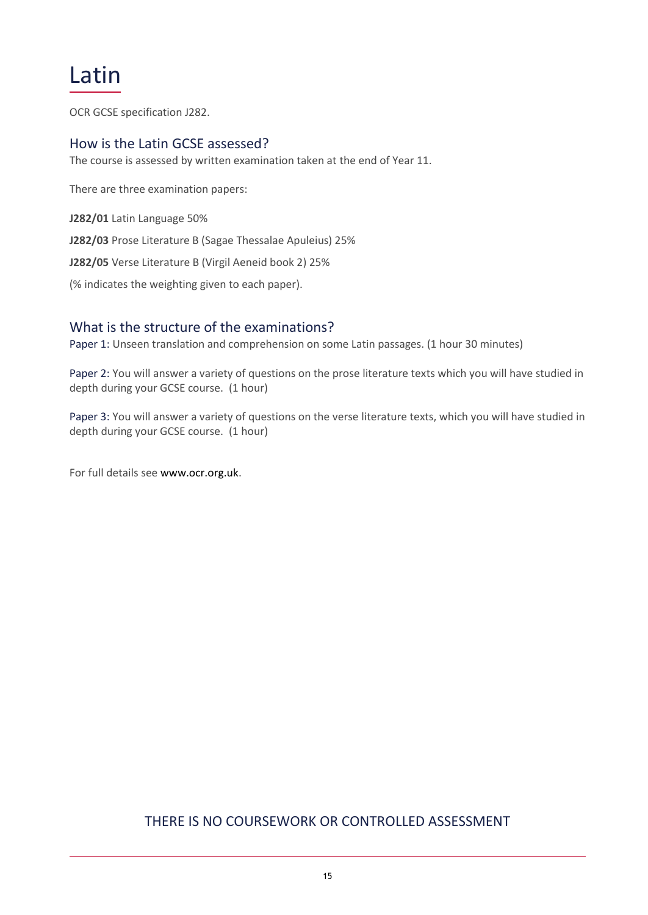# Latin

OCR GCSE specification J282.

## How is the Latin GCSE assessed?

The course is assessed by written examination taken at the end of Year 11.

There are three examination papers:

**J282/01** Latin Language 50%

**J282/03** Prose Literature B (Sagae Thessalae Apuleius) 25%

**J282/05** Verse Literature B (Virgil Aeneid book 2) 25%

(% indicates the weighting given to each paper).

## What is the structure of the examinations?

Paper 1: Unseen translation and comprehension on some Latin passages. (1 hour 30 minutes)

Paper 2: You will answer a variety of questions on the prose literature texts which you will have studied in depth during your GCSE course. (1 hour)

Paper 3: You will answer a variety of questions on the verse literature texts, which you will have studied in depth during your GCSE course. (1 hour)

For full details see www.ocr.org.uk.

THERE IS NO COURSEWORK OR CONTROLLED ASSESSMENT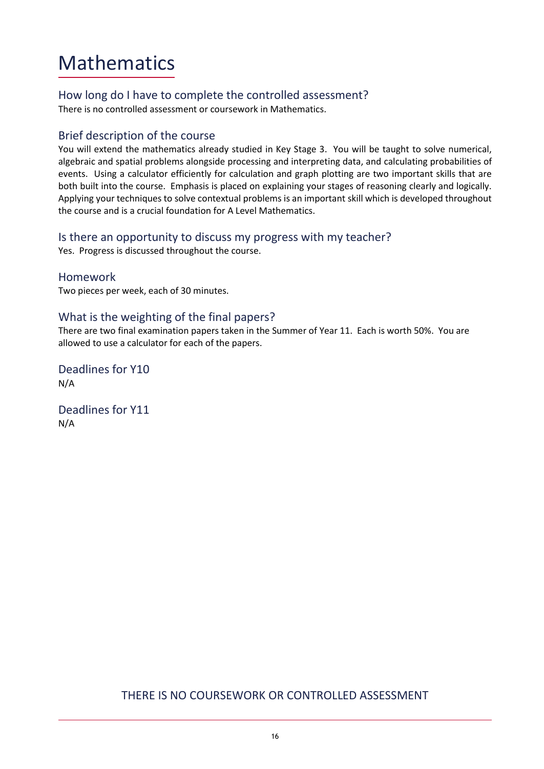# Mathematics

## How long do I have to complete the controlled assessment?

There is no controlled assessment or coursework in Mathematics.

## Brief description of the course

You will extend the mathematics already studied in Key Stage 3. You will be taught to solve numerical, algebraic and spatial problems alongside processing and interpreting data, and calculating probabilities of events. Using a calculator efficiently for calculation and graph plotting are two important skills that are both built into the course. Emphasis is placed on explaining your stages of reasoning clearly and logically. Applying your techniques to solve contextual problems is an important skill which is developed throughout the course and is a crucial foundation for A Level Mathematics.

## Is there an opportunity to discuss my progress with my teacher?

Yes. Progress is discussed throughout the course.

## Homework

Two pieces per week, each of 30 minutes.

## What is the weighting of the final papers?

There are two final examination papers taken in the Summer of Year 11. Each is worth 50%. You are allowed to use a calculator for each of the papers.

## Deadlines for Y10

N/A

## Deadlines for Y11

N/A

THERE IS NO COURSEWORK OR CONTROLLED ASSESSMENT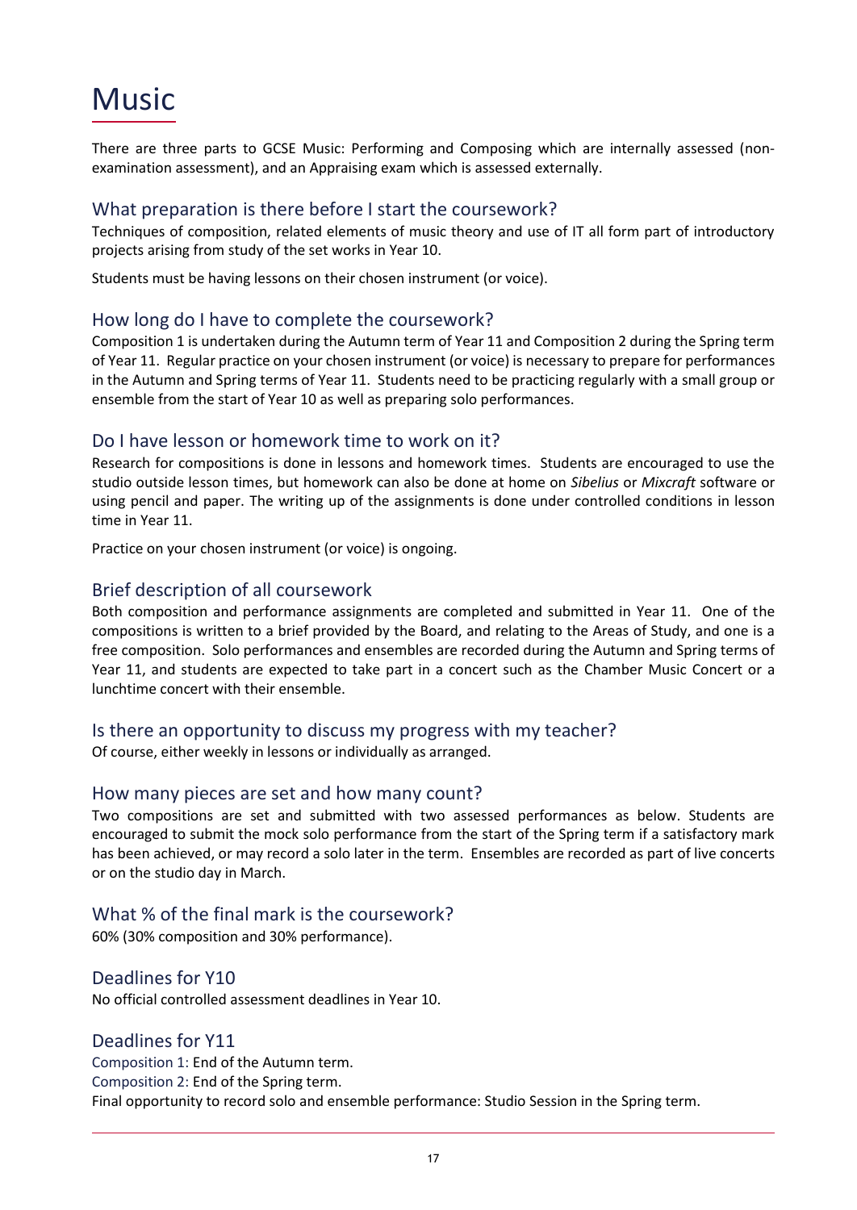# Music

There are three parts to GCSE Music: Performing and Composing which are internally assessed (non-examination assessment), and an Appraising exam which is assessed externally.

## What preparation is there before I start the coursework?

Techniques of composition, related elements of music theory and use of IT all form part of introductory projects arising from study of the set works in Year 10.

Students must be having lessons on their chosen instrument (or voice).

## How long do I have to complete the coursework?

Composition 1 is undertaken during the Autumn term of Year 11 and Composition 2 during the Spring term of Year 11. Regular practice on your chosen instrument (or voice) is necessary to prepare for performances in the Autumn and Spring terms of Year 11. Students need to be practicing regularly with a small group or ensemble from the start of Year 10 as well as preparing solo performances.

## Do I have lesson or homework time to work on it?

Research for compositions is done in lessons and homework times. Students are encouraged to use the studio outside lesson times, but homework can also be done at home on *Sibelius* or *Mixcraft* software or using pencil and paper. The writing up of the assignments is done under controlled conditions in lesson time in Year 11.

Practice on your chosen instrument (or voice) is ongoing.

## Brief description of all coursework

Both composition and performance assignments are completed and submitted in Year 11. One of the compositions is written to a brief provided by the Board, and relating to the Areas of Study, and one is a free composition. Solo performances and ensembles are recorded during the Autumn and Spring terms of Year 11, and students are expected to take part in a concert such as the Chamber Music Concert or a lunchtime concert with their ensemble.

## Is there an opportunity to discuss my progress with my teacher?

Of course, either weekly in lessons or individually as arranged.

## How many pieces are set and how many count?

Two compositions are set and submitted with two assessed performances as below. Students are encouraged to submit the mock solo performance from the start of the Spring term if a satisfactory mark has been achieved, or may record a solo later in the term. Ensembles are recorded as part of live concerts or on the studio day in March.

## What % of the final mark is the coursework?

60% (30% composition and 30% performance).

## Deadlines for Y10

No official controlled assessment deadlines in Year 10.

## Deadlines for Y11

Composition 1: End of the Autumn term.
Composition 2: End of the Spring term.
Final opportunity to record solo and ensemble performance: Studio Session in the Spring term.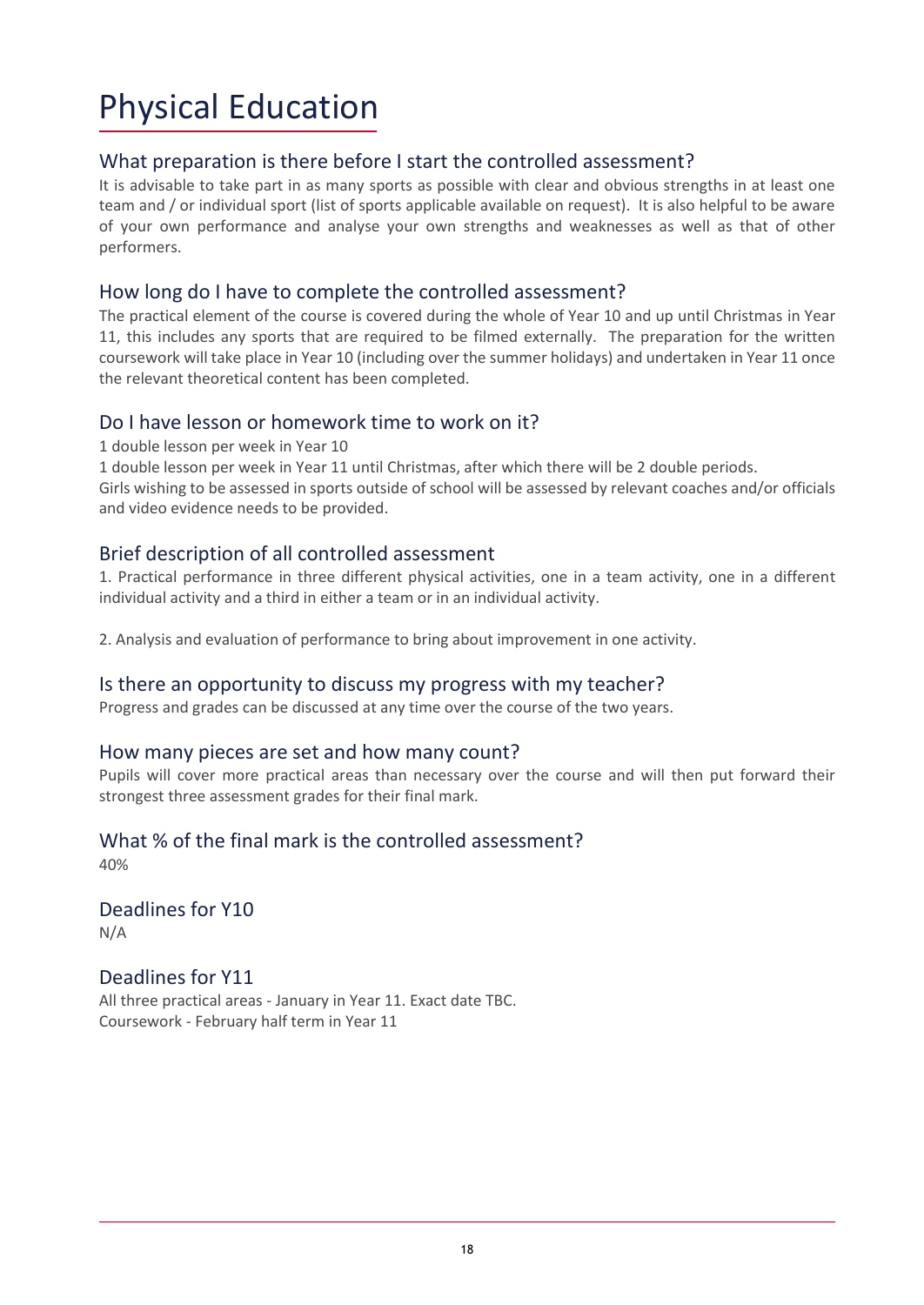# Physical Education

## What preparation is there before I start the controlled assessment?

It is advisable to take part in as many sports as possible with clear and obvious strengths in at least one team and / or individual sport (list of sports applicable available on request). It is also helpful to be aware of your own performance and analyse your own strengths and weaknesses as well as that of other performers.

## How long do I have to complete the controlled assessment?

The practical element of the course is covered during the whole of Year 10 and up until Christmas in Year 11, this includes any sports that are required to be filmed externally. The preparation for the written coursework will take place in Year 10 (including over the summer holidays) and undertaken in Year 11 once the relevant theoretical content has been completed.

## Do I have lesson or homework time to work on it?

1 double lesson per week in Year 10

1 double lesson per week in Year 11 until Christmas, after which there will be 2 double periods.

Girls wishing to be assessed in sports outside of school will be assessed by relevant coaches and/or officials and video evidence needs to be provided.

## Brief description of all controlled assessment

1. Practical performance in three different physical activities, one in a team activity, one in a different individual activity and a third in either a team or in an individual activity.

2. Analysis and evaluation of performance to bring about improvement in one activity.

## Is there an opportunity to discuss my progress with my teacher?

Progress and grades can be discussed at any time over the course of the two years.

## How many pieces are set and how many count?

Pupils will cover more practical areas than necessary over the course and will then put forward their strongest three assessment grades for their final mark.

## What % of the final mark is the controlled assessment?

40%

## Deadlines for Y10

N/A

## Deadlines for Y11

All three practical areas - January in Year 11. Exact date TBC.

Coursework - February half term in Year 11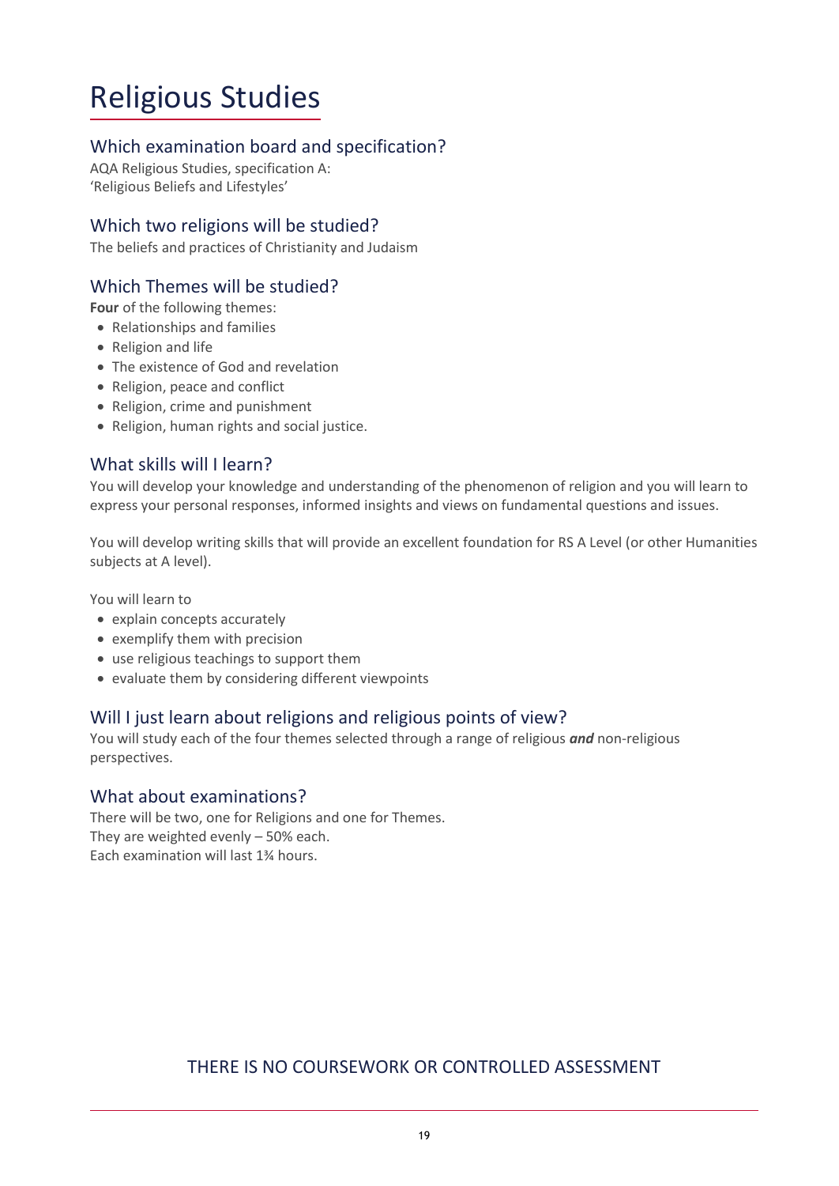# Religious Studies

## Which examination board and specification?

AQA Religious Studies, specification A:
'Religious Beliefs and Lifestyles'

## Which two religions will be studied?

The beliefs and practices of Christianity and Judaism

## Which Themes will be studied?

**Four** of the following themes:

- Relationships and families
- Religion and life
- The existence of God and revelation
- Religion, peace and conflict
- Religion, crime and punishment
- Religion, human rights and social justice.

## What skills will I learn?

You will develop your knowledge and understanding of the phenomenon of religion and you will learn to express your personal responses, informed insights and views on fundamental questions and issues.

You will develop writing skills that will provide an excellent foundation for RS A Level (or other Humanities subjects at A level).

You will learn to

- explain concepts accurately
- exemplify them with precision
- use religious teachings to support them
- evaluate them by considering different viewpoints

## Will I just learn about religions and religious points of view?

You will study each of the four themes selected through a range of religious ***and*** non-religious perspectives.

## What about examinations?

There will be two, one for Religions and one for Themes.
They are weighted evenly – 50% each.
Each examination will last 1¾ hours.

THERE IS NO COURSEWORK OR CONTROLLED ASSESSMENT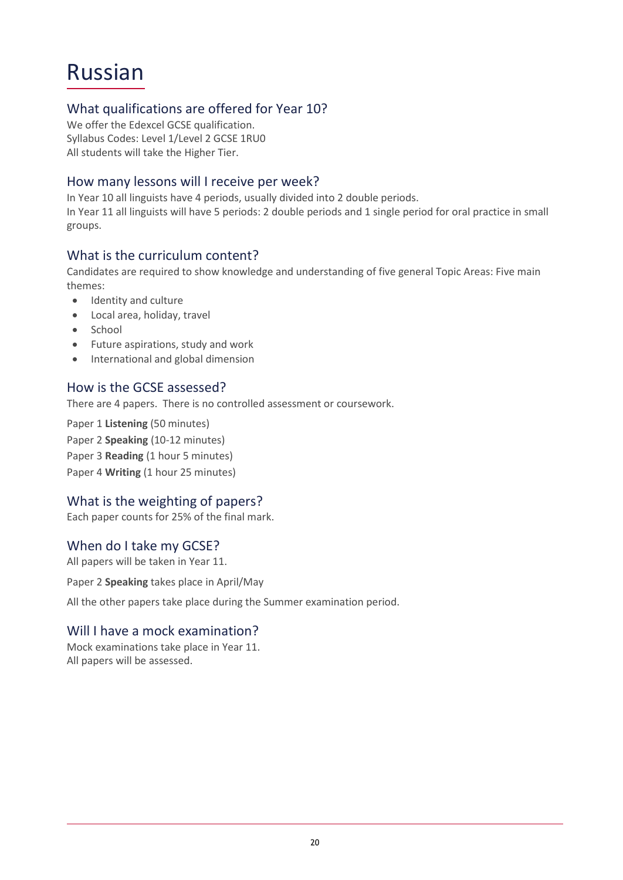# Russian

## What qualifications are offered for Year 10?

We offer the Edexcel GCSE qualification.
Syllabus Codes: Level 1/Level 2 GCSE 1RU0
All students will take the Higher Tier.

## How many lessons will I receive per week?

In Year 10 all linguists have 4 periods, usually divided into 2 double periods.
In Year 11 all linguists will have 5 periods: 2 double periods and 1 single period for oral practice in small groups.

## What is the curriculum content?

Candidates are required to show knowledge and understanding of five general Topic Areas: Five main themes:

- Identity and culture
- Local area, holiday, travel
- School
- Future aspirations, study and work
- International and global dimension

## How is the GCSE assessed?

There are 4 papers. There is no controlled assessment or coursework.

Paper 1 **Listening** (50 minutes)

Paper 2 **Speaking** (10-12 minutes)

Paper 3 **Reading** (1 hour 5 minutes)

Paper 4 **Writing** (1 hour 25 minutes)

## What is the weighting of papers?

Each paper counts for 25% of the final mark.

## When do I take my GCSE?

All papers will be taken in Year 11.

Paper 2 **Speaking** takes place in April/May

All the other papers take place during the Summer examination period.

## Will I have a mock examination?

Mock examinations take place in Year 11.
All papers will be assessed.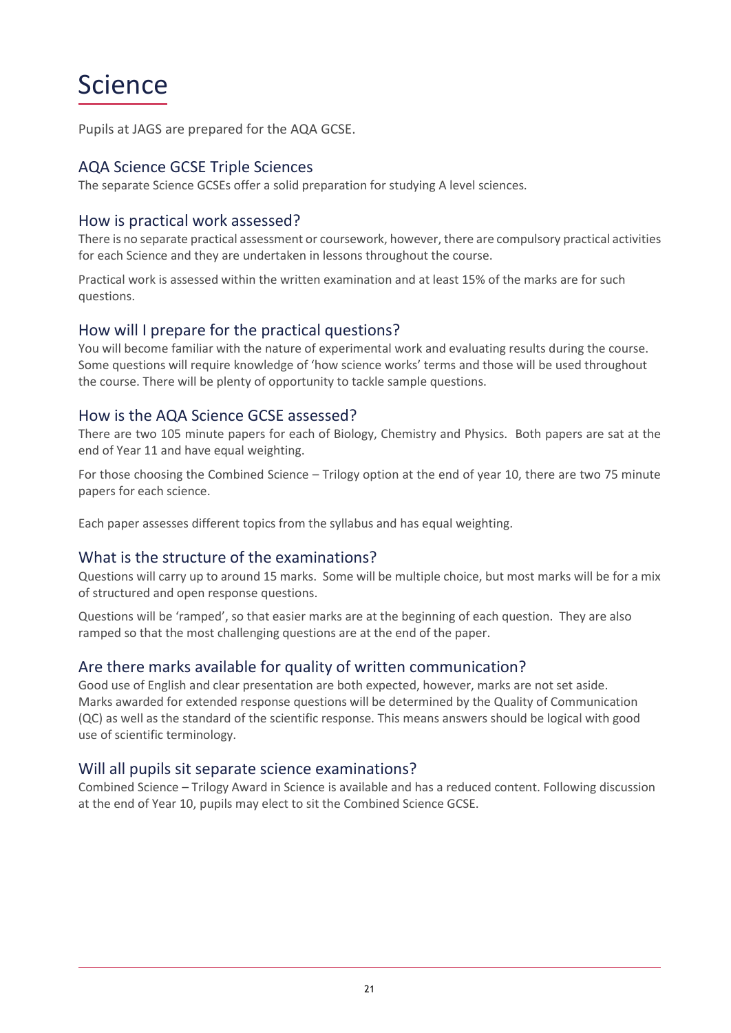# Science

Pupils at JAGS are prepared for the AQA GCSE.

## AQA Science GCSE Triple Sciences

The separate Science GCSEs offer a solid preparation for studying A level sciences.

## How is practical work assessed?

There is no separate practical assessment or coursework, however, there are compulsory practical activities for each Science and they are undertaken in lessons throughout the course.

Practical work is assessed within the written examination and at least 15% of the marks are for such questions.

## How will I prepare for the practical questions?

You will become familiar with the nature of experimental work and evaluating results during the course. Some questions will require knowledge of 'how science works' terms and those will be used throughout the course. There will be plenty of opportunity to tackle sample questions.

## How is the AQA Science GCSE assessed?

There are two 105 minute papers for each of Biology, Chemistry and Physics. Both papers are sat at the end of Year 11 and have equal weighting.

For those choosing the Combined Science – Trilogy option at the end of year 10, there are two 75 minute papers for each science.

Each paper assesses different topics from the syllabus and has equal weighting.

## What is the structure of the examinations?

Questions will carry up to around 15 marks. Some will be multiple choice, but most marks will be for a mix of structured and open response questions.

Questions will be 'ramped', so that easier marks are at the beginning of each question. They are also ramped so that the most challenging questions are at the end of the paper.

## Are there marks available for quality of written communication?

Good use of English and clear presentation are both expected, however, marks are not set aside. Marks awarded for extended response questions will be determined by the Quality of Communication (QC) as well as the standard of the scientific response. This means answers should be logical with good use of scientific terminology.

## Will all pupils sit separate science examinations?

Combined Science – Trilogy Award in Science is available and has a reduced content. Following discussion at the end of Year 10, pupils may elect to sit the Combined Science GCSE.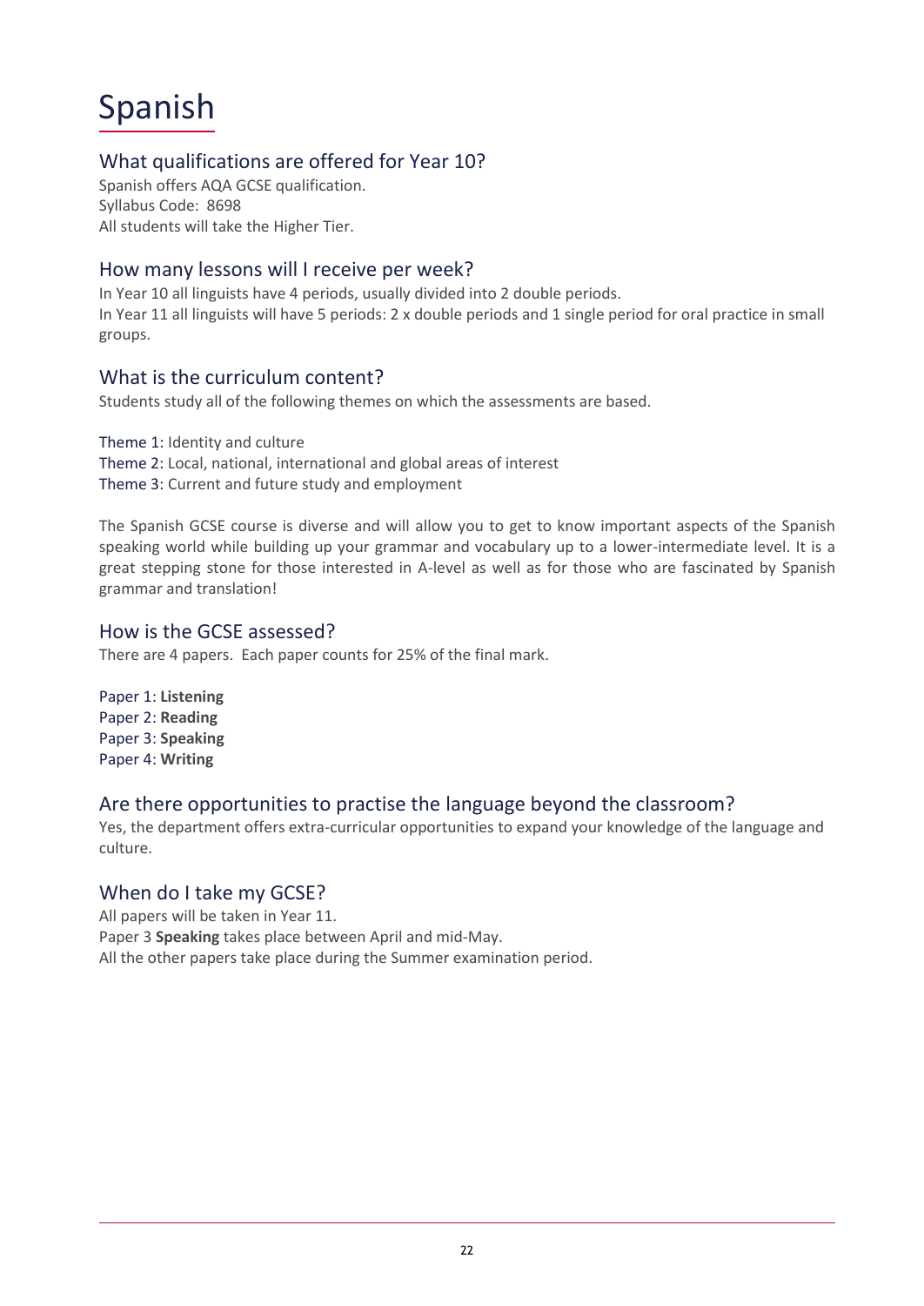# Spanish

## What qualifications are offered for Year 10?

Spanish offers AQA GCSE qualification.
Syllabus Code: 8698
All students will take the Higher Tier.

## How many lessons will I receive per week?

In Year 10 all linguists have 4 periods, usually divided into 2 double periods.
In Year 11 all linguists will have 5 periods: 2 x double periods and 1 single period for oral practice in small groups.

## What is the curriculum content?

Students study all of the following themes on which the assessments are based.

Theme 1: Identity and culture
Theme 2: Local, national, international and global areas of interest
Theme 3: Current and future study and employment

The Spanish GCSE course is diverse and will allow you to get to know important aspects of the Spanish speaking world while building up your grammar and vocabulary up to a lower-intermediate level. It is a great stepping stone for those interested in A-level as well as for those who are fascinated by Spanish grammar and translation!

## How is the GCSE assessed?

There are 4 papers. Each paper counts for 25% of the final mark.

Paper 1: **Listening**
Paper 2: **Reading**
Paper 3: **Speaking**
Paper 4: **Writing**

## Are there opportunities to practise the language beyond the classroom?

Yes, the department offers extra-curricular opportunities to expand your knowledge of the language and culture.

## When do I take my GCSE?

All papers will be taken in Year 11.
Paper 3 **Speaking** takes place between April and mid-May.
All the other papers take place during the Summer examination period.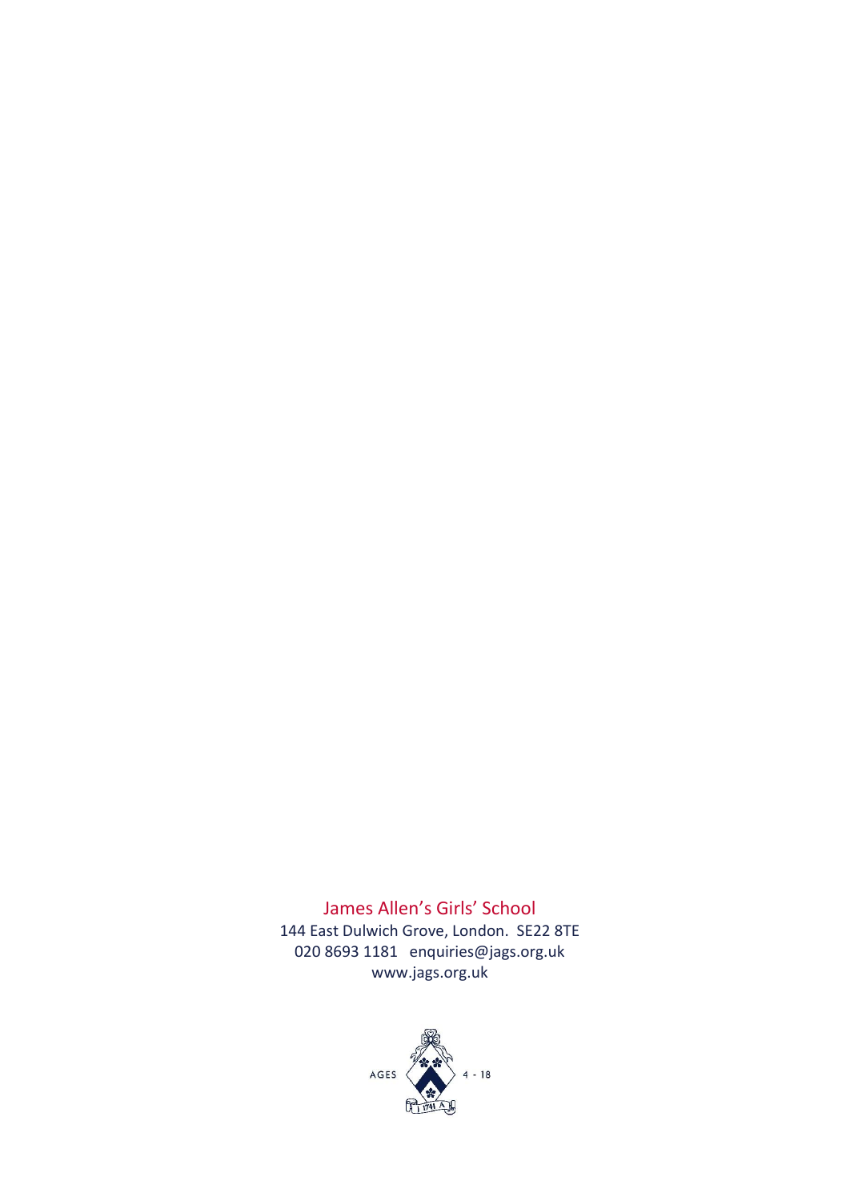James Allen's Girls' School

144 East Dulwich Grove, London. SE22 8TE

020 8693 1181 enquiries@jags.org.uk

www.jags.org.uk

AGES 4 - 18